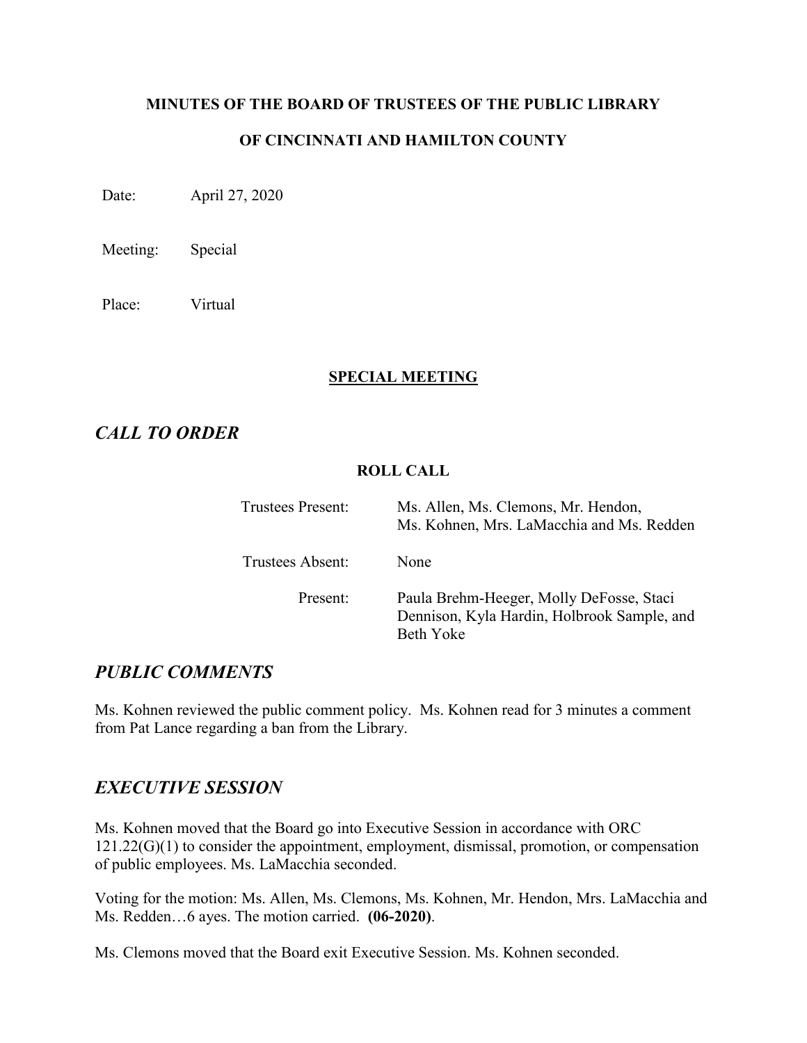**MINUTES OF THE BOARD OF TRUSTEES OF THE PUBLIC LIBRARY**

**OF CINCINNATI AND HAMILTON COUNTY**

Date: April 27, 2020

Meeting: Special

Place: Virtual

**SPECIAL MEETING**

## *CALL TO ORDER*

**ROLL CALL**

| | |
|---|---|
| Trustees Present: | Ms. Allen, Ms. Clemons, Mr. Hendon, Ms. Kohnen, Mrs. LaMacchia and Ms. Redden |
| Trustees Absent: | None |
| Present: | Paula Brehm-Heeger, Molly DeFosse, Staci Dennison, Kyla Hardin, Holbrook Sample, and Beth Yoke |

## *PUBLIC COMMENTS*

Ms. Kohnen reviewed the public comment policy. Ms. Kohnen read for 3 minutes a comment from Pat Lance regarding a ban from the Library.

## *EXECUTIVE SESSION*

Ms. Kohnen moved that the Board go into Executive Session in accordance with ORC 121.22(G)(1) to consider the appointment, employment, dismissal, promotion, or compensation of public employees. Ms. LaMacchia seconded.

Voting for the motion: Ms. Allen, Ms. Clemons, Ms. Kohnen, Mr. Hendon, Mrs. LaMacchia and Ms. Redden…6 ayes. The motion carried. **(06-2020)**.

Ms. Clemons moved that the Board exit Executive Session. Ms. Kohnen seconded.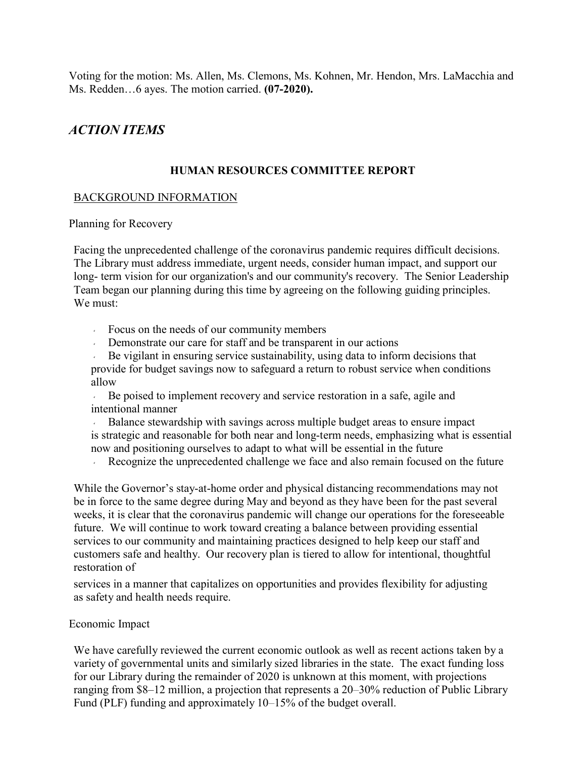Voting for the motion: Ms. Allen, Ms. Clemons, Ms. Kohnen, Mr. Hendon, Mrs. LaMacchia and Ms. Redden…6 ayes. The motion carried. **(07-2020).**

## *ACTION ITEMS*

### HUMAN RESOURCES COMMITTEE REPORT

<u>BACKGROUND INFORMATION</u>

Planning for Recovery

Facing the unprecedented challenge of the coronavirus pandemic requires difficult decisions. The Library must address immediate, urgent needs, consider human impact, and support our long- term vision for our organization's and our community's recovery. The Senior Leadership Team began our planning during this time by agreeing on the following guiding principles. We must:

- Focus on the needs of our community members
- Demonstrate our care for staff and be transparent in our actions
- Be vigilant in ensuring service sustainability, using data to inform decisions that provide for budget savings now to safeguard a return to robust service when conditions allow
- Be poised to implement recovery and service restoration in a safe, agile and intentional manner
- Balance stewardship with savings across multiple budget areas to ensure impact is strategic and reasonable for both near and long-term needs, emphasizing what is essential now and positioning ourselves to adapt to what will be essential in the future
- Recognize the unprecedented challenge we face and also remain focused on the future

While the Governor's stay-at-home order and physical distancing recommendations may not be in force to the same degree during May and beyond as they have been for the past several weeks, it is clear that the coronavirus pandemic will change our operations for the foreseeable future. We will continue to work toward creating a balance between providing essential services to our community and maintaining practices designed to help keep our staff and customers safe and healthy. Our recovery plan is tiered to allow for intentional, thoughtful restoration of services in a manner that capitalizes on opportunities and provides flexibility for adjusting as safety and health needs require.

Economic Impact

We have carefully reviewed the current economic outlook as well as recent actions taken by a variety of governmental units and similarly sized libraries in the state. The exact funding loss for our Library during the remainder of 2020 is unknown at this moment, with projections ranging from \$8–12 million, a projection that represents a 20–30% reduction of Public Library Fund (PLF) funding and approximately 10–15% of the budget overall.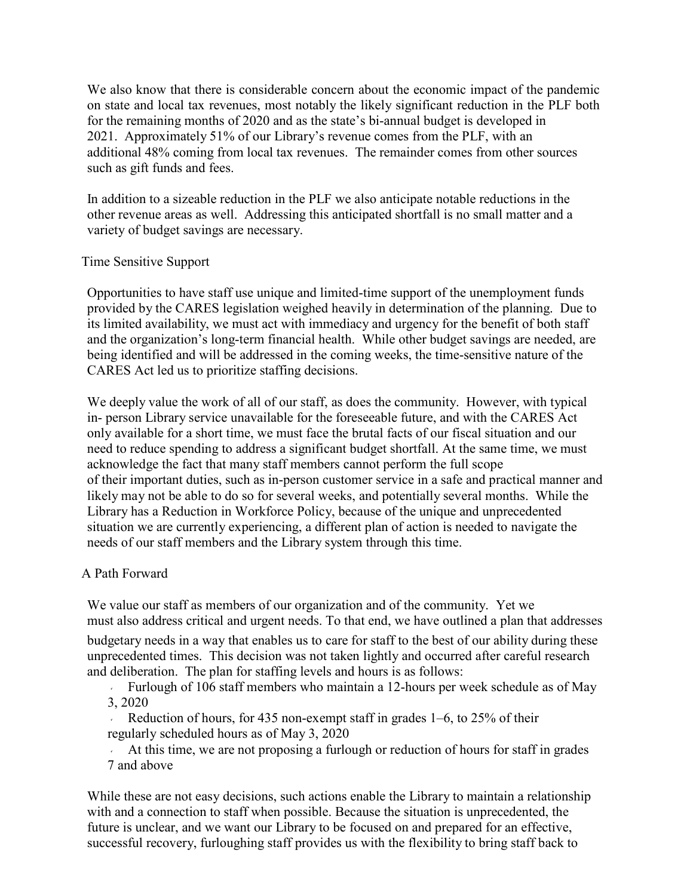We also know that there is considerable concern about the economic impact of the pandemic on state and local tax revenues, most notably the likely significant reduction in the PLF both for the remaining months of 2020 and as the state's bi-annual budget is developed in 2021. Approximately 51% of our Library's revenue comes from the PLF, with an additional 48% coming from local tax revenues. The remainder comes from other sources such as gift funds and fees.

In addition to a sizeable reduction in the PLF we also anticipate notable reductions in the other revenue areas as well. Addressing this anticipated shortfall is no small matter and a variety of budget savings are necessary.

## Time Sensitive Support

Opportunities to have staff use unique and limited-time support of the unemployment funds provided by the CARES legislation weighed heavily in determination of the planning. Due to its limited availability, we must act with immediacy and urgency for the benefit of both staff and the organization's long-term financial health. While other budget savings are needed, are being identified and will be addressed in the coming weeks, the time-sensitive nature of the CARES Act led us to prioritize staffing decisions.

We deeply value the work of all of our staff, as does the community. However, with typical in- person Library service unavailable for the foreseeable future, and with the CARES Act only available for a short time, we must face the brutal facts of our fiscal situation and our need to reduce spending to address a significant budget shortfall. At the same time, we must acknowledge the fact that many staff members cannot perform the full scope of their important duties, such as in-person customer service in a safe and practical manner and likely may not be able to do so for several weeks, and potentially several months. While the Library has a Reduction in Workforce Policy, because of the unique and unprecedented situation we are currently experiencing, a different plan of action is needed to navigate the needs of our staff members and the Library system through this time.

## A Path Forward

We value our staff as members of our organization and of the community. Yet we must also address critical and urgent needs. To that end, we have outlined a plan that addresses budgetary needs in a way that enables us to care for staff to the best of our ability during these unprecedented times. This decision was not taken lightly and occurred after careful research and deliberation. The plan for staffing levels and hours is as follows:

- Furlough of 106 staff members who maintain a 12-hours per week schedule as of May 3, 2020
- Reduction of hours, for 435 non-exempt staff in grades 1–6, to 25% of their regularly scheduled hours as of May 3, 2020
- At this time, we are not proposing a furlough or reduction of hours for staff in grades 7 and above

While these are not easy decisions, such actions enable the Library to maintain a relationship with and a connection to staff when possible. Because the situation is unprecedented, the future is unclear, and we want our Library to be focused on and prepared for an effective, successful recovery, furloughing staff provides us with the flexibility to bring staff back to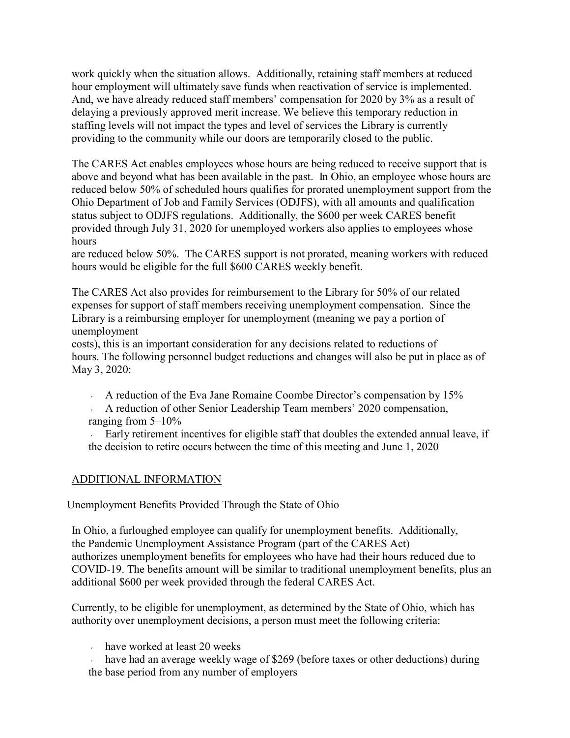work quickly when the situation allows. Additionally, retaining staff members at reduced hour employment will ultimately save funds when reactivation of service is implemented. And, we have already reduced staff members' compensation for 2020 by 3% as a result of delaying a previously approved merit increase. We believe this temporary reduction in staffing levels will not impact the types and level of services the Library is currently providing to the community while our doors are temporarily closed to the public.

The CARES Act enables employees whose hours are being reduced to receive support that is above and beyond what has been available in the past. In Ohio, an employee whose hours are reduced below 50% of scheduled hours qualifies for prorated unemployment support from the Ohio Department of Job and Family Services (ODJFS), with all amounts and qualification status subject to ODJFS regulations. Additionally, the $600 per week CARES benefit provided through July 31, 2020 for unemployed workers also applies to employees whose hours are reduced below 50%. The CARES support is not prorated, meaning workers with reduced hours would be eligible for the full $600 CARES weekly benefit.

The CARES Act also provides for reimbursement to the Library for 50% of our related expenses for support of staff members receiving unemployment compensation. Since the Library is a reimbursing employer for unemployment (meaning we pay a portion of unemployment costs), this is an important consideration for any decisions related to reductions of hours. The following personnel budget reductions and changes will also be put in place as of May 3, 2020:

- A reduction of the Eva Jane Romaine Coombe Director's compensation by 15%
- A reduction of other Senior Leadership Team members' 2020 compensation, ranging from 5–10%
- Early retirement incentives for eligible staff that doubles the extended annual leave, if the decision to retire occurs between the time of this meeting and June 1, 2020

## ADDITIONAL INFORMATION

Unemployment Benefits Provided Through the State of Ohio

In Ohio, a furloughed employee can qualify for unemployment benefits. Additionally, the Pandemic Unemployment Assistance Program (part of the CARES Act) authorizes unemployment benefits for employees who have had their hours reduced due to COVID-19. The benefits amount will be similar to traditional unemployment benefits, plus an additional $600 per week provided through the federal CARES Act.

Currently, to be eligible for unemployment, as determined by the State of Ohio, which has authority over unemployment decisions, a person must meet the following criteria:

- have worked at least 20 weeks
- have had an average weekly wage of $269 (before taxes or other deductions) during the base period from any number of employers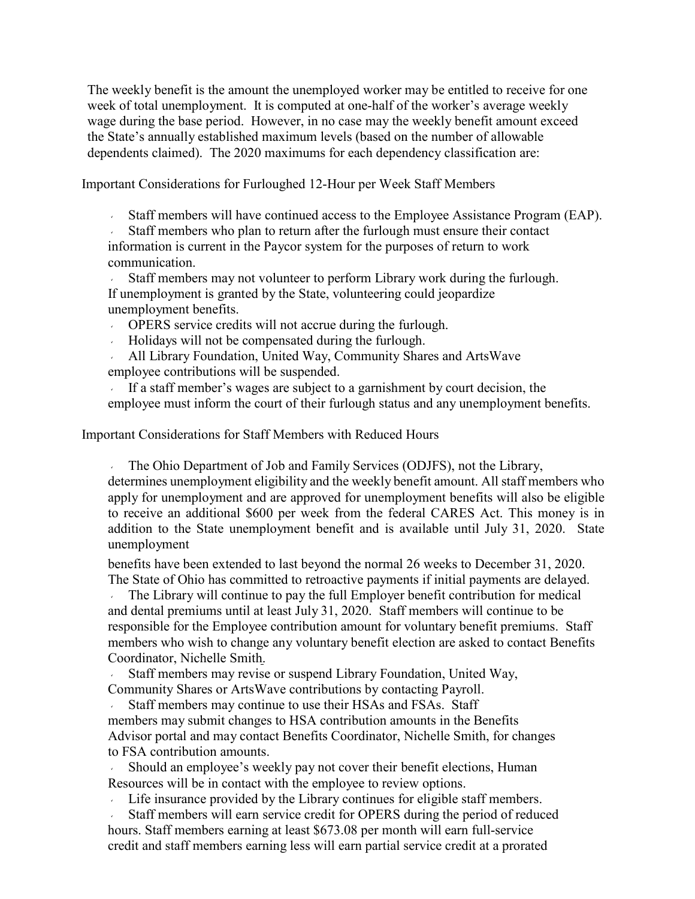The weekly benefit is the amount the unemployed worker may be entitled to receive for one week of total unemployment. It is computed at one-half of the worker's average weekly wage during the base period. However, in no case may the weekly benefit amount exceed the State's annually established maximum levels (based on the number of allowable dependents claimed). The 2020 maximums for each dependency classification are:

Important Considerations for Furloughed 12-Hour per Week Staff Members

- Staff members will have continued access to the Employee Assistance Program (EAP).
- Staff members who plan to return after the furlough must ensure their contact information is current in the Paycor system for the purposes of return to work communication.
- Staff members may not volunteer to perform Library work during the furlough. If unemployment is granted by the State, volunteering could jeopardize unemployment benefits.
- OPERS service credits will not accrue during the furlough.
- Holidays will not be compensated during the furlough.
- All Library Foundation, United Way, Community Shares and ArtsWave employee contributions will be suspended.
- If a staff member's wages are subject to a garnishment by court decision, the employee must inform the court of their furlough status and any unemployment benefits.

Important Considerations for Staff Members with Reduced Hours

- The Ohio Department of Job and Family Services (ODJFS), not the Library, determines unemployment eligibility and the weekly benefit amount. All staff members who apply for unemployment and are approved for unemployment benefits will also be eligible to receive an additional $600 per week from the federal CARES Act. This money is in addition to the State unemployment benefit and is available until July 31, 2020. State unemployment

  benefits have been extended to last beyond the normal 26 weeks to December 31, 2020. The State of Ohio has committed to retroactive payments if initial payments are delayed.
- The Library will continue to pay the full Employer benefit contribution for medical and dental premiums until at least July 31, 2020. Staff members will continue to be responsible for the Employee contribution amount for voluntary benefit premiums. Staff members who wish to change any voluntary benefit election are asked to contact Benefits Coordinator, Nichelle Smith.
- Staff members may revise or suspend Library Foundation, United Way, Community Shares or ArtsWave contributions by contacting Payroll.
- Staff members may continue to use their HSAs and FSAs. Staff members may submit changes to HSA contribution amounts in the Benefits Advisor portal and may contact Benefits Coordinator, Nichelle Smith, for changes to FSA contribution amounts.
- Should an employee's weekly pay not cover their benefit elections, Human Resources will be in contact with the employee to review options.
- Life insurance provided by the Library continues for eligible staff members.
- Staff members will earn service credit for OPERS during the period of reduced hours. Staff members earning at least $673.08 per month will earn full-service credit and staff members earning less will earn partial service credit at a prorated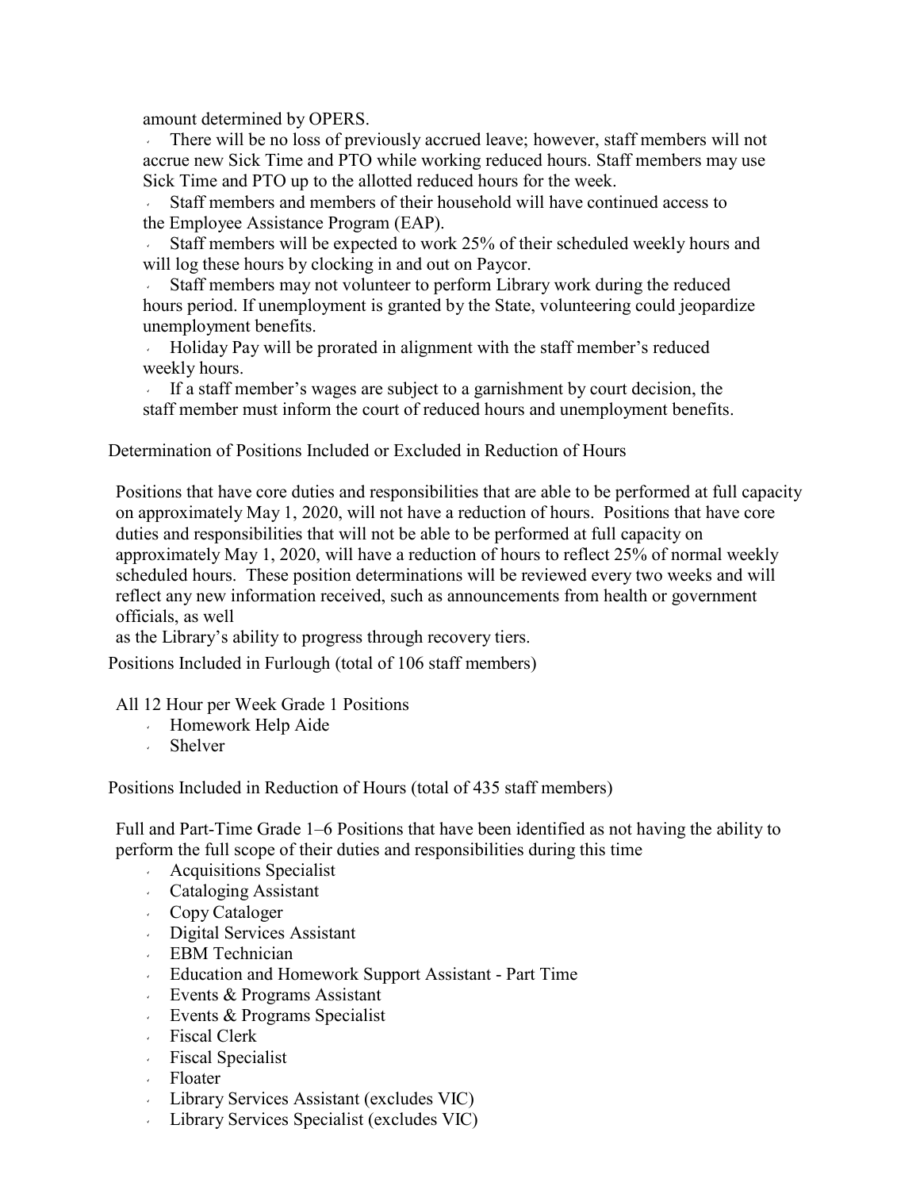amount determined by OPERS.

- There will be no loss of previously accrued leave; however, staff members will not accrue new Sick Time and PTO while working reduced hours. Staff members may use Sick Time and PTO up to the allotted reduced hours for the week.
- Staff members and members of their household will have continued access to the Employee Assistance Program (EAP).
- Staff members will be expected to work 25% of their scheduled weekly hours and will log these hours by clocking in and out on Paycor.
- Staff members may not volunteer to perform Library work during the reduced hours period. If unemployment is granted by the State, volunteering could jeopardize unemployment benefits.
- Holiday Pay will be prorated in alignment with the staff member's reduced weekly hours.
- If a staff member's wages are subject to a garnishment by court decision, the staff member must inform the court of reduced hours and unemployment benefits.

Determination of Positions Included or Excluded in Reduction of Hours

Positions that have core duties and responsibilities that are able to be performed at full capacity on approximately May 1, 2020, will not have a reduction of hours. Positions that have core duties and responsibilities that will not be able to be performed at full capacity on approximately May 1, 2020, will have a reduction of hours to reflect 25% of normal weekly scheduled hours. These position determinations will be reviewed every two weeks and will reflect any new information received, such as announcements from health or government officials, as well as the Library's ability to progress through recovery tiers.

Positions Included in Furlough (total of 106 staff members)

All 12 Hour per Week Grade 1 Positions

- Homework Help Aide
- Shelver

Positions Included in Reduction of Hours (total of 435 staff members)

Full and Part-Time Grade 1–6 Positions that have been identified as not having the ability to perform the full scope of their duties and responsibilities during this time

- Acquisitions Specialist
- Cataloging Assistant
- Copy Cataloger
- Digital Services Assistant
- EBM Technician
- Education and Homework Support Assistant - Part Time
- Events & Programs Assistant
- Events & Programs Specialist
- Fiscal Clerk
- Fiscal Specialist
- Floater
- Library Services Assistant (excludes VIC)
- Library Services Specialist (excludes VIC)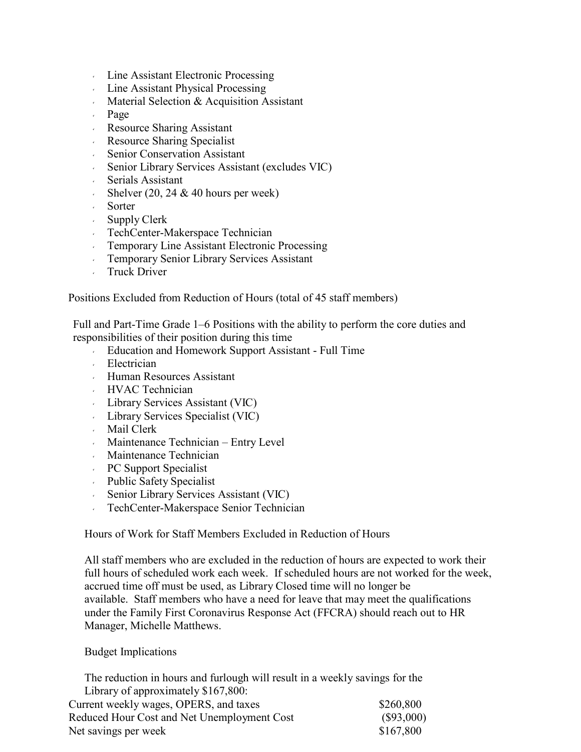- Line Assistant Electronic Processing
- Line Assistant Physical Processing
- Material Selection & Acquisition Assistant
- Page
- Resource Sharing Assistant
- Resource Sharing Specialist
- Senior Conservation Assistant
- Senior Library Services Assistant (excludes VIC)
- Serials Assistant
- Shelver (20, 24 & 40 hours per week)
- Sorter
- Supply Clerk
- TechCenter-Makerspace Technician
- Temporary Line Assistant Electronic Processing
- Temporary Senior Library Services Assistant
- Truck Driver

Positions Excluded from Reduction of Hours (total of 45 staff members)

Full and Part-Time Grade 1–6 Positions with the ability to perform the core duties and responsibilities of their position during this time

- Education and Homework Support Assistant - Full Time
- Electrician
- Human Resources Assistant
- HVAC Technician
- Library Services Assistant (VIC)
- Library Services Specialist (VIC)
- Mail Clerk
- Maintenance Technician – Entry Level
- Maintenance Technician
- PC Support Specialist
- Public Safety Specialist
- Senior Library Services Assistant (VIC)
- TechCenter-Makerspace Senior Technician

Hours of Work for Staff Members Excluded in Reduction of Hours

All staff members who are excluded in the reduction of hours are expected to work their full hours of scheduled work each week. If scheduled hours are not worked for the week, accrued time off must be used, as Library Closed time will no longer be available. Staff members who have a need for leave that may meet the qualifications under the Family First Coronavirus Response Act (FFCRA) should reach out to HR Manager, Michelle Matthews.

Budget Implications

The reduction in hours and furlough will result in a weekly savings for the Library of approximately $167,800:

| | |
|---|---|
| Current weekly wages, OPERS, and taxes | $260,800 |
| Reduced Hour Cost and Net Unemployment Cost | ($93,000) |
| Net savings per week | $167,800 |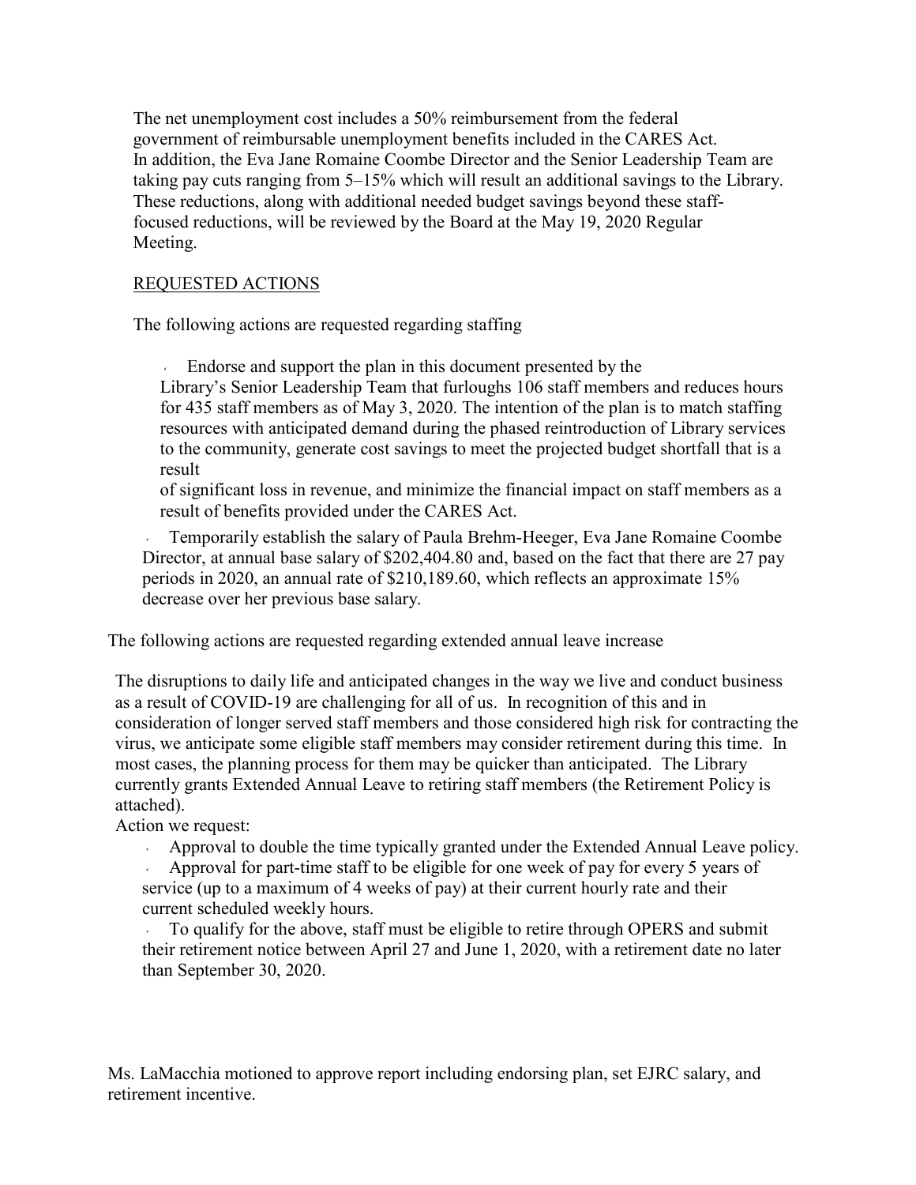The net unemployment cost includes a 50% reimbursement from the federal government of reimbursable unemployment benefits included in the CARES Act. In addition, the Eva Jane Romaine Coombe Director and the Senior Leadership Team are taking pay cuts ranging from 5–15% which will result an additional savings to the Library. These reductions, along with additional needed budget savings beyond these staff-focused reductions, will be reviewed by the Board at the May 19, 2020 Regular Meeting.

REQUESTED ACTIONS

The following actions are requested regarding staffing

- Endorse and support the plan in this document presented by the Library's Senior Leadership Team that furloughs 106 staff members and reduces hours for 435 staff members as of May 3, 2020. The intention of the plan is to match staffing resources with anticipated demand during the phased reintroduction of Library services to the community, generate cost savings to meet the projected budget shortfall that is a result of significant loss in revenue, and minimize the financial impact on staff members as a result of benefits provided under the CARES Act.
- Temporarily establish the salary of Paula Brehm-Heeger, Eva Jane Romaine Coombe Director, at annual base salary of $202,404.80 and, based on the fact that there are 27 pay periods in 2020, an annual rate of $210,189.60, which reflects an approximate 15% decrease over her previous base salary.

The following actions are requested regarding extended annual leave increase

The disruptions to daily life and anticipated changes in the way we live and conduct business as a result of COVID-19 are challenging for all of us. In recognition of this and in consideration of longer served staff members and those considered high risk for contracting the virus, we anticipate some eligible staff members may consider retirement during this time. In most cases, the planning process for them may be quicker than anticipated. The Library currently grants Extended Annual Leave to retiring staff members (the Retirement Policy is attached).

Action we request:

- Approval to double the time typically granted under the Extended Annual Leave policy.
- Approval for part-time staff to be eligible for one week of pay for every 5 years of service (up to a maximum of 4 weeks of pay) at their current hourly rate and their current scheduled weekly hours.
- To qualify for the above, staff must be eligible to retire through OPERS and submit their retirement notice between April 27 and June 1, 2020, with a retirement date no later than September 30, 2020.

Ms. LaMacchia motioned to approve report including endorsing plan, set EJRC salary, and retirement incentive.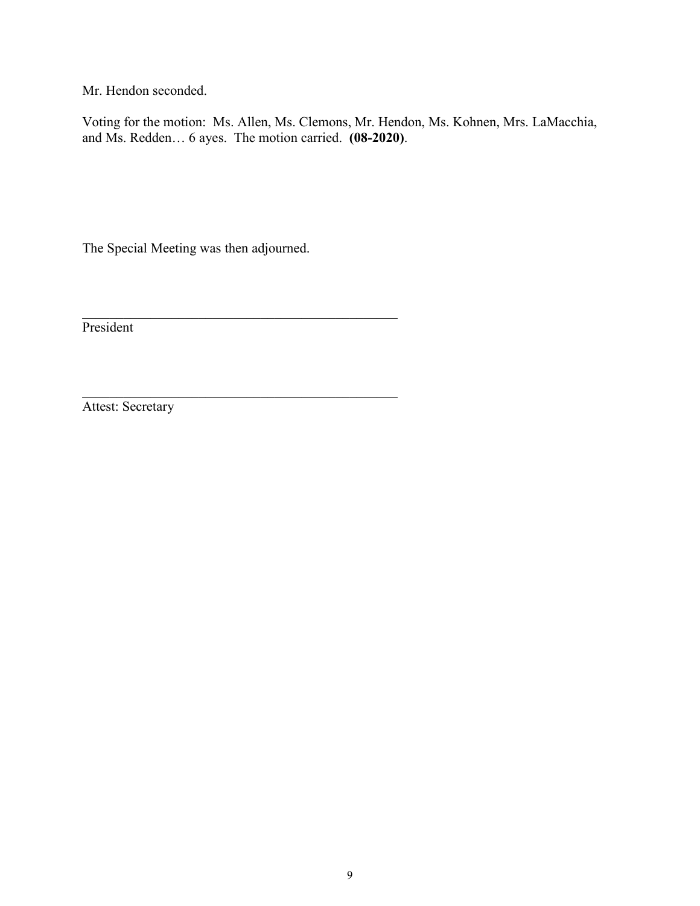Mr. Hendon seconded.

Voting for the motion: Ms. Allen, Ms. Clemons, Mr. Hendon, Ms. Kohnen, Mrs. LaMacchia, and Ms. Redden… 6 ayes. The motion carried. **(08-2020)**.

The Special Meeting was then adjourned.

\_\_\_\_\_\_\_\_\_\_\_\_\_\_\_\_\_\_\_\_\_\_\_\_\_\_\_\_\_\_\_\_\_\_\_\_\_\_\_\_\_\_\_\_\_\_\_\_

President

\_\_\_\_\_\_\_\_\_\_\_\_\_\_\_\_\_\_\_\_\_\_\_\_\_\_\_\_\_\_\_\_\_\_\_\_\_\_\_\_\_\_\_\_\_\_\_\_

Attest: Secretary